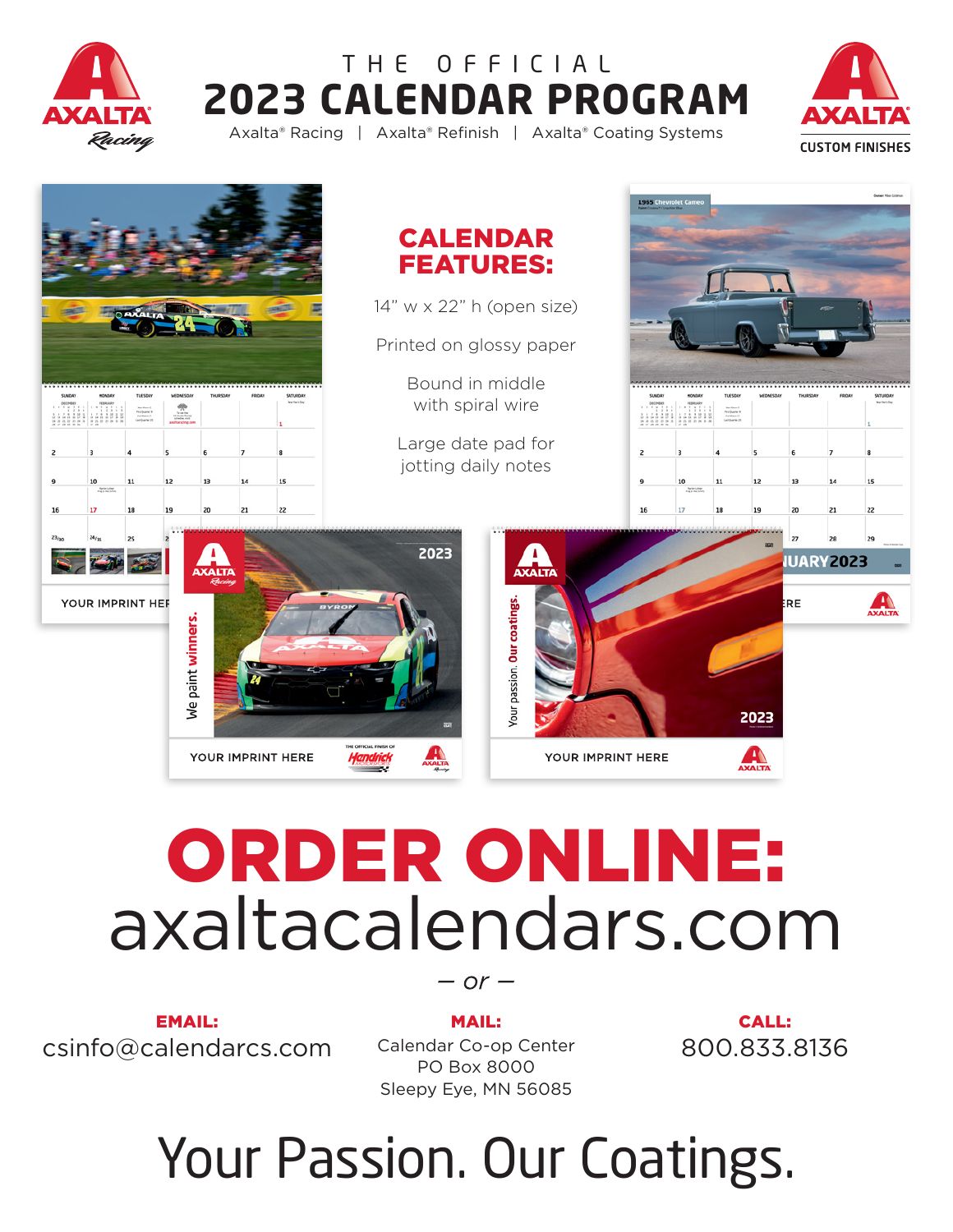# THE OFFICIAL 2023 CALENDAR PROGRAM

Axalta® Racing | Axalta® Refinish | Axalta® Coating Systems

## CALENDAR FEATURES:

14" w x 22" h (open size)

Printed on glossy paper

Bound in middle with spiral wire

Large date pad for jotting daily notes

# ORDER ONLINE:

# axaltacalendars.com

— or —

**EMAIL:**
csinfo@calendarcs.com

**MAIL:**
Calendar Co-op Center
PO Box 8000
Sleepy Eye, MN 56085

**CALL:**
800.833.8136

Your Passion. Our Coatings.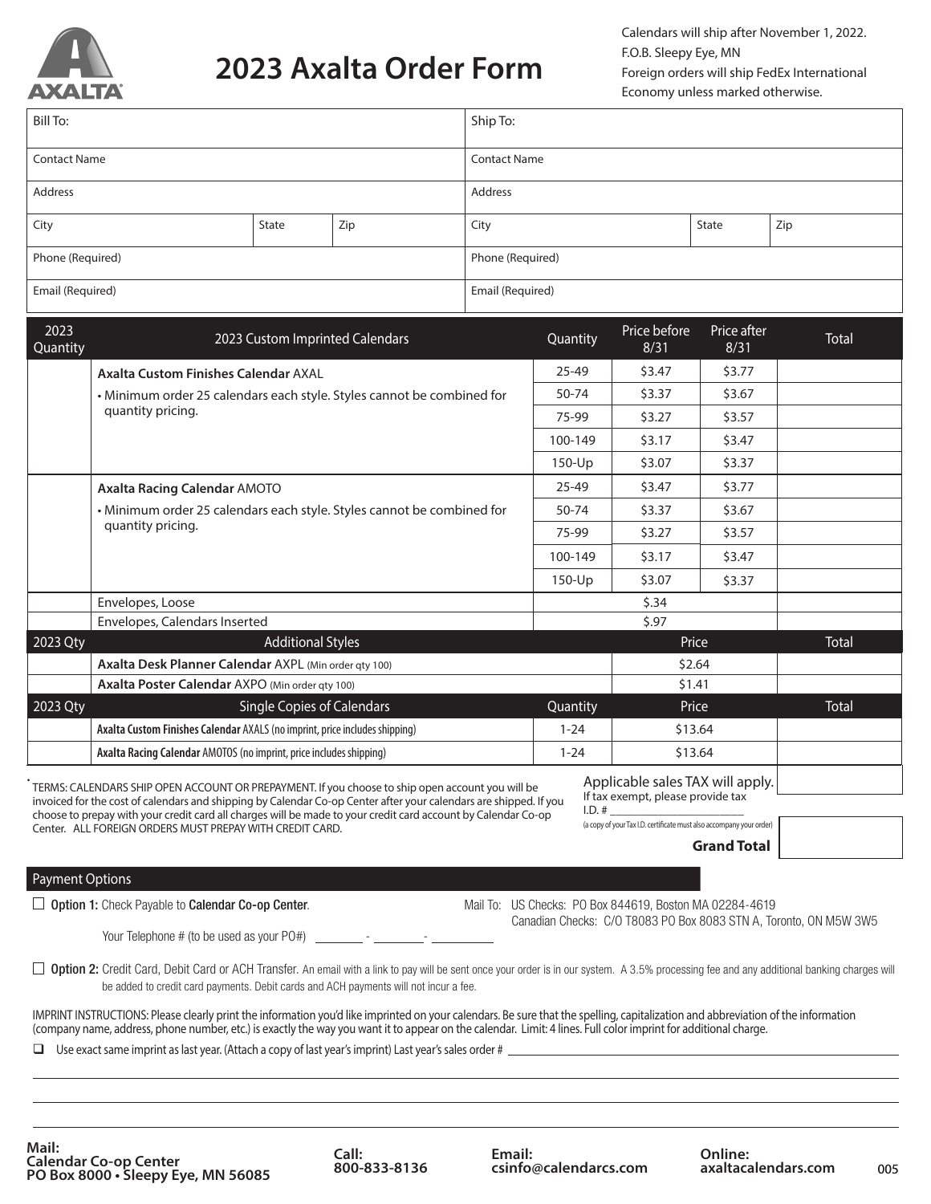# 2023 Axalta Order Form

Calendars will ship after November 1, 2022.
F.O.B. Sleepy Eye, MN
Foreign orders will ship FedEx International Economy unless marked otherwise.

| Bill To: | | | Ship To: | | |
|---|---|---|---|---|---|
| Contact Name | | | Contact Name | | |
| Address | | | Address | | |
| City | State | Zip | City | State | Zip |
| Phone (Required) | | | Phone (Required) | | |
| Email (Required) | | | Email (Required) | | |

| 2023 Quantity | 2023 Custom Imprinted Calendars | Quantity | Price before 8/31 | Price after 8/31 | Total |
|---|---|---|---|---|---|
| | **Axalta Custom Finishes Calendar** AXAL<br>• Minimum order 25 calendars each style. Styles cannot be combined for quantity pricing. | 25-49 | $3.47 | $3.77 | |
| | | 50-74 | $3.37 | $3.67 | |
| | | 75-99 | $3.27 | $3.57 | |
| | | 100-149 | $3.17 | $3.47 | |
| | | 150-Up | $3.07 | $3.37 | |
| | **Axalta Racing Calendar** AMOTO<br>• Minimum order 25 calendars each style. Styles cannot be combined for quantity pricing. | 25-49 | $3.47 | $3.77 | |
| | | 50-74 | $3.37 | $3.67 | |
| | | 75-99 | $3.27 | $3.57 | |
| | | 100-149 | $3.17 | $3.47 | |
| | | 150-Up | $3.07 | $3.37 | |
| | Envelopes, Loose | | $.34 | | |
| | Envelopes, Calendars Inserted | | $.97 | | |

| 2023 Qty | Additional Styles | Price | Total |
|---|---|---|---|
| | **Axalta Desk Planner Calendar** AXPL (Min order qty 100) | $2.64 | |
| | **Axalta Poster Calendar** AXPO (Min order qty 100) | $1.41 | |

| 2023 Qty | Single Copies of Calendars | Quantity | Price | Total |
|---|---|---|---|---|
| | **Axalta Custom Finishes Calendar** AXALS (no imprint, price includes shipping) | 1-24 | $13.64 | |
| | **Axalta Racing Calendar** AMOTOS (no imprint, price includes shipping) | 1-24 | $13.64 | |

TERMS: CALENDARS SHIP OPEN ACCOUNT OR PREPAYMENT. If you choose to ship open account you will be invoiced for the cost of calendars and shipping by Calendar Co-op Center after your calendars are shipped. If you choose to prepay with your credit card all charges will be made to your credit card account by Calendar Co-op Center. ALL FOREIGN ORDERS MUST PREPAY WITH CREDIT CARD.

Applicable sales TAX will apply.
If tax exempt, please provide tax I.D. # ____________________
(a copy of your Tax I.D. certificate must also accompany your order)

**Grand Total**

## Payment Options

☐ **Option 1:** Check Payable to **Calendar Co-op Center**.

Your Telephone # (to be used as your PO#) ______ - ______ - ______

Mail To: US Checks: PO Box 844619, Boston MA 02284-4619
Canadian Checks: C/O T8083 PO Box 8083 STN A, Toronto, ON M5W 3W5

☐ **Option 2:** Credit Card, Debit Card or ACH Transfer. An email with a link to pay will be sent once your order is in our system. A 3.5% processing fee and any additional banking charges will be added to credit card payments. Debit cards and ACH payments will not incur a fee.

IMPRINT INSTRUCTIONS: Please clearly print the information you'd like imprinted on your calendars. Be sure that the spelling, capitalization and abbreviation of the information (company name, address, phone number, etc.) is exactly the way you want it to appear on the calendar. Limit: 4 lines. Full color imprint for additional charge.

☐ Use exact same imprint as last year. (Attach a copy of last year's imprint) Last year's sales order # ____________________

**Mail:**
**Calendar Co-op Center**
**PO Box 8000 • Sleepy Eye, MN 56085**

**Call:**
**800-833-8136**

**Email:**
**csinfo@calendarcs.com**

**Online:**
**axaltacalendars.com**

005